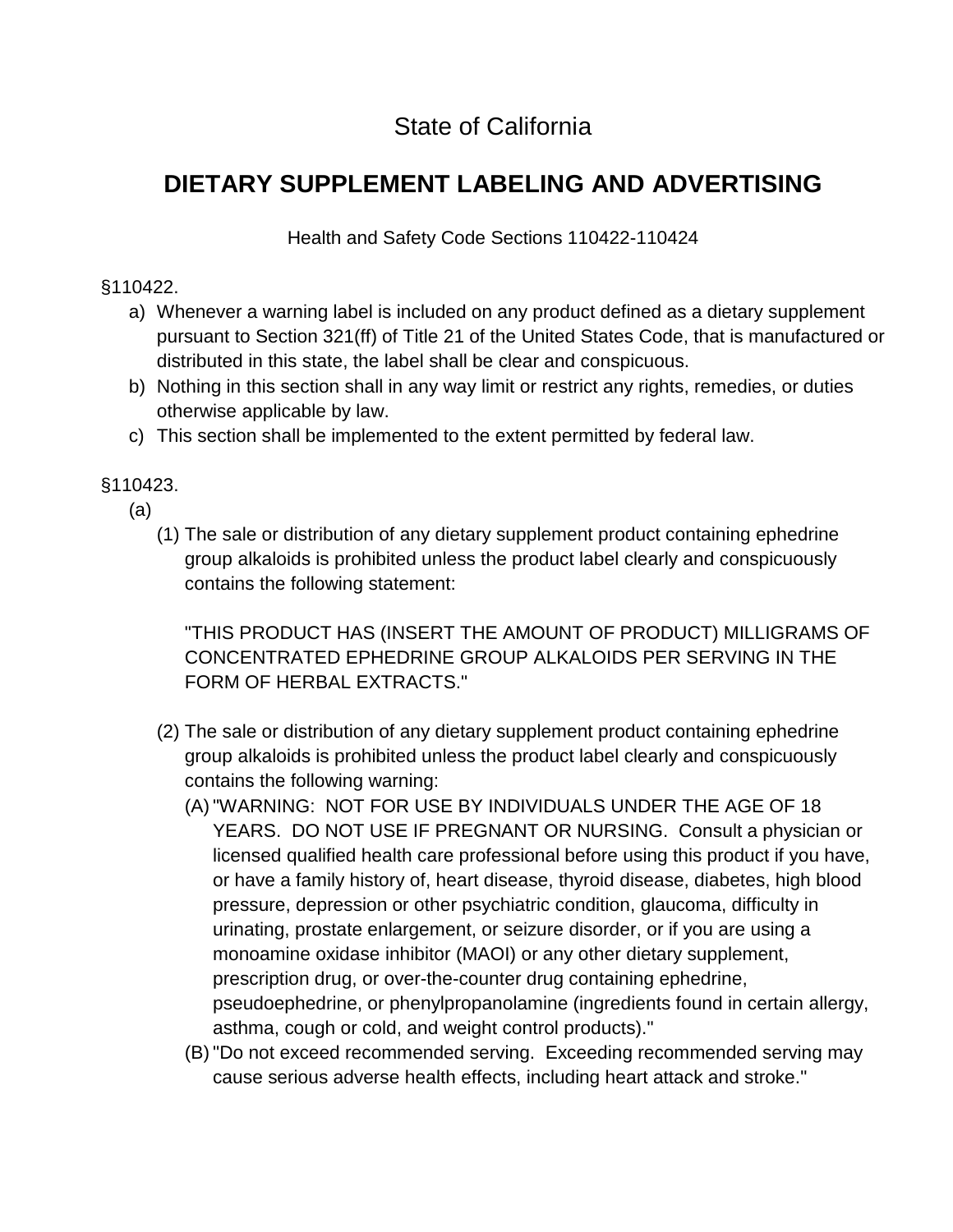# State of California

## DIETARY SUPPLEMENT LABELING AND ADVERTISING

Health and Safety Code Sections 110422-110424

§110422.

a) Whenever a warning label is included on any product defined as a dietary supplement pursuant to Section 321(ff) of Title 21 of the United States Code, that is manufactured or distributed in this state, the label shall be clear and conspicuous.
b) Nothing in this section shall in any way limit or restrict any rights, remedies, or duties otherwise applicable by law.
c) This section shall be implemented to the extent permitted by federal law.

§110423.

(a)

(1) The sale or distribution of any dietary supplement product containing ephedrine group alkaloids is prohibited unless the product label clearly and conspicuously contains the following statement:

"THIS PRODUCT HAS (INSERT THE AMOUNT OF PRODUCT) MILLIGRAMS OF CONCENTRATED EPHEDRINE GROUP ALKALOIDS PER SERVING IN THE FORM OF HERBAL EXTRACTS."

(2) The sale or distribution of any dietary supplement product containing ephedrine group alkaloids is prohibited unless the product label clearly and conspicuously contains the following warning:

(A) "WARNING: NOT FOR USE BY INDIVIDUALS UNDER THE AGE OF 18 YEARS. DO NOT USE IF PREGNANT OR NURSING. Consult a physician or licensed qualified health care professional before using this product if you have, or have a family history of, heart disease, thyroid disease, diabetes, high blood pressure, depression or other psychiatric condition, glaucoma, difficulty in urinating, prostate enlargement, or seizure disorder, or if you are using a monoamine oxidase inhibitor (MAOI) or any other dietary supplement, prescription drug, or over-the-counter drug containing ephedrine, pseudoephedrine, or phenylpropanolamine (ingredients found in certain allergy, asthma, cough or cold, and weight control products)."

(B) "Do not exceed recommended serving. Exceeding recommended serving may cause serious adverse health effects, including heart attack and stroke."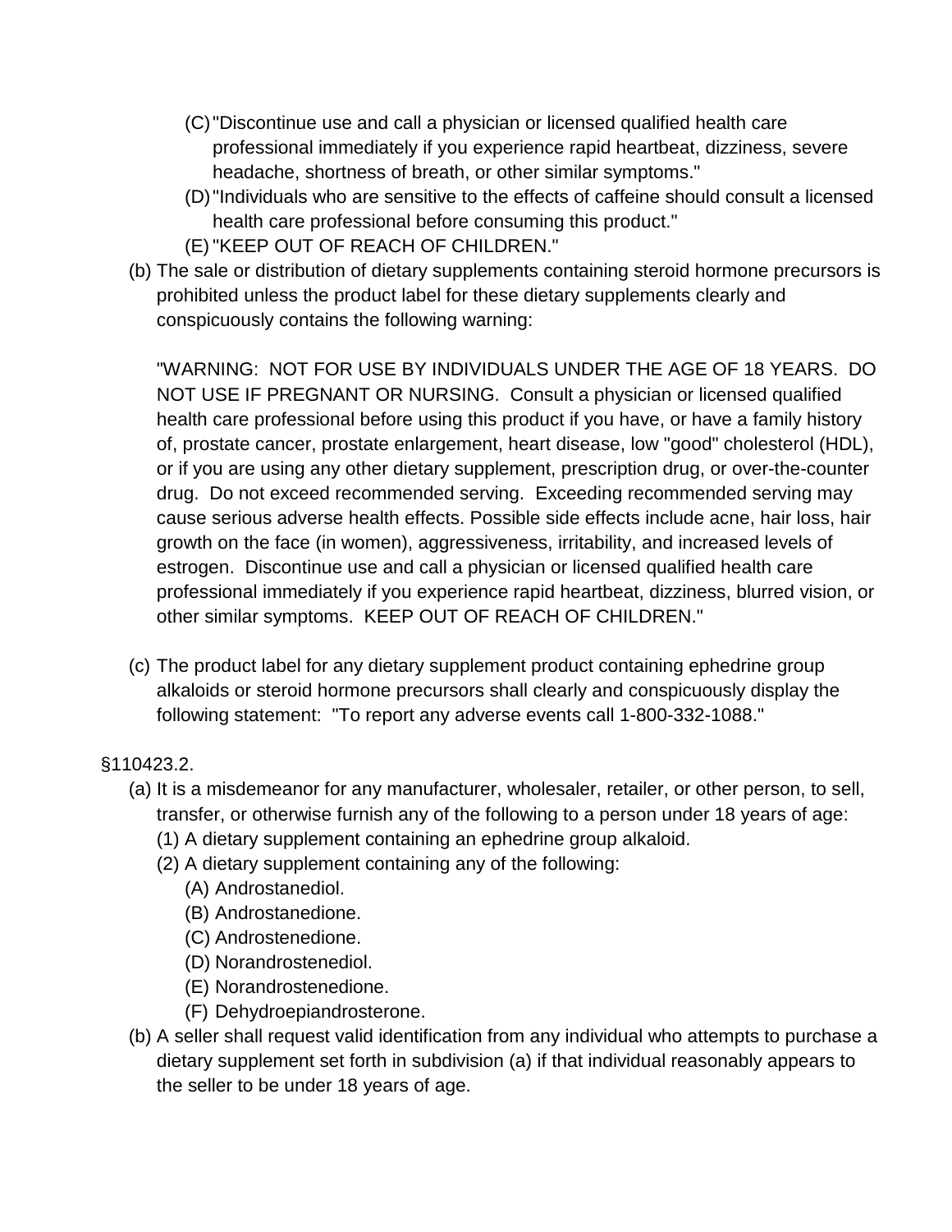(C) "Discontinue use and call a physician or licensed qualified health care professional immediately if you experience rapid heartbeat, dizziness, severe headache, shortness of breath, or other similar symptoms."

(D) "Individuals who are sensitive to the effects of caffeine should consult a licensed health care professional before consuming this product."

(E) "KEEP OUT OF REACH OF CHILDREN."

(b) The sale or distribution of dietary supplements containing steroid hormone precursors is prohibited unless the product label for these dietary supplements clearly and conspicuously contains the following warning:

"WARNING: NOT FOR USE BY INDIVIDUALS UNDER THE AGE OF 18 YEARS. DO NOT USE IF PREGNANT OR NURSING. Consult a physician or licensed qualified health care professional before using this product if you have, or have a family history of, prostate cancer, prostate enlargement, heart disease, low "good" cholesterol (HDL), or if you are using any other dietary supplement, prescription drug, or over-the-counter drug. Do not exceed recommended serving. Exceeding recommended serving may cause serious adverse health effects. Possible side effects include acne, hair loss, hair growth on the face (in women), aggressiveness, irritability, and increased levels of estrogen. Discontinue use and call a physician or licensed qualified health care professional immediately if you experience rapid heartbeat, dizziness, blurred vision, or other similar symptoms. KEEP OUT OF REACH OF CHILDREN."

(c) The product label for any dietary supplement product containing ephedrine group alkaloids or steroid hormone precursors shall clearly and conspicuously display the following statement: "To report any adverse events call 1-800-332-1088."

§110423.2.

(a) It is a misdemeanor for any manufacturer, wholesaler, retailer, or other person, to sell, transfer, or otherwise furnish any of the following to a person under 18 years of age:

(1) A dietary supplement containing an ephedrine group alkaloid.

(2) A dietary supplement containing any of the following:

(A) Androstanediol.

(B) Androstanedione.

(C) Androstenedione.

(D) Norandrostenediol.

(E) Norandrostenedione.

(F) Dehydroepiandrosterone.

(b) A seller shall request valid identification from any individual who attempts to purchase a dietary supplement set forth in subdivision (a) if that individual reasonably appears to the seller to be under 18 years of age.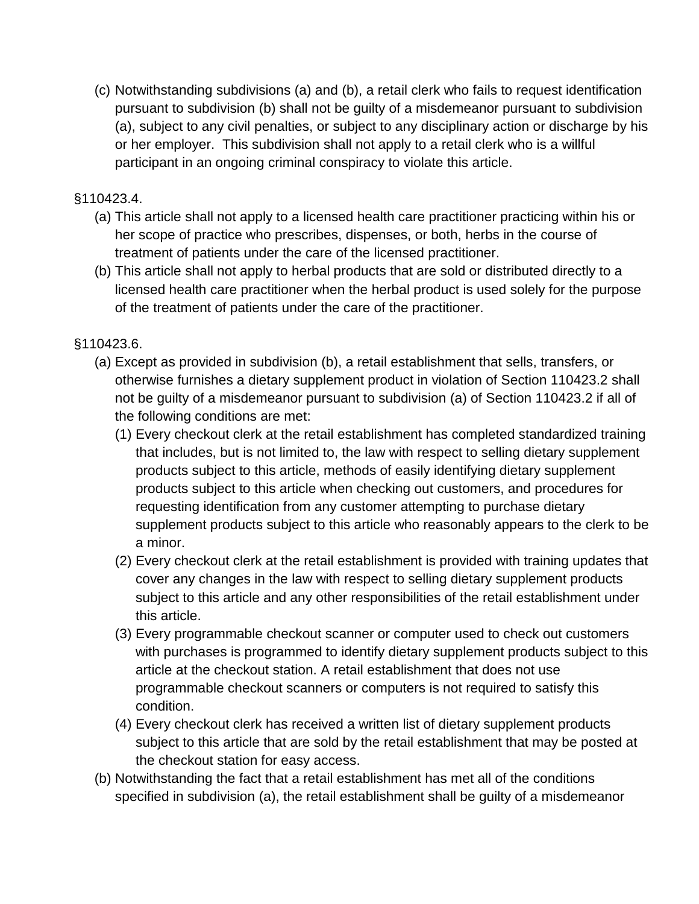(c) Notwithstanding subdivisions (a) and (b), a retail clerk who fails to request identification pursuant to subdivision (b) shall not be guilty of a misdemeanor pursuant to subdivision (a), subject to any civil penalties, or subject to any disciplinary action or discharge by his or her employer.  This subdivision shall not apply to a retail clerk who is a willful participant in an ongoing criminal conspiracy to violate this article.

§110423.4.

(a) This article shall not apply to a licensed health care practitioner practicing within his or her scope of practice who prescribes, dispenses, or both, herbs in the course of treatment of patients under the care of the licensed practitioner.
(b) This article shall not apply to herbal products that are sold or distributed directly to a licensed health care practitioner when the herbal product is used solely for the purpose of the treatment of patients under the care of the practitioner.

§110423.6.

(a) Except as provided in subdivision (b), a retail establishment that sells, transfers, or otherwise furnishes a dietary supplement product in violation of Section 110423.2 shall not be guilty of a misdemeanor pursuant to subdivision (a) of Section 110423.2 if all of the following conditions are met:
    (1) Every checkout clerk at the retail establishment has completed standardized training that includes, but is not limited to, the law with respect to selling dietary supplement products subject to this article, methods of easily identifying dietary supplement products subject to this article when checking out customers, and procedures for requesting identification from any customer attempting to purchase dietary supplement products subject to this article who reasonably appears to the clerk to be a minor.
    (2) Every checkout clerk at the retail establishment is provided with training updates that cover any changes in the law with respect to selling dietary supplement products subject to this article and any other responsibilities of the retail establishment under this article.
    (3) Every programmable checkout scanner or computer used to check out customers with purchases is programmed to identify dietary supplement products subject to this article at the checkout station. A retail establishment that does not use programmable checkout scanners or computers is not required to satisfy this condition.
    (4) Every checkout clerk has received a written list of dietary supplement products subject to this article that are sold by the retail establishment that may be posted at the checkout station for easy access.
(b) Notwithstanding the fact that a retail establishment has met all of the conditions specified in subdivision (a), the retail establishment shall be guilty of a misdemeanor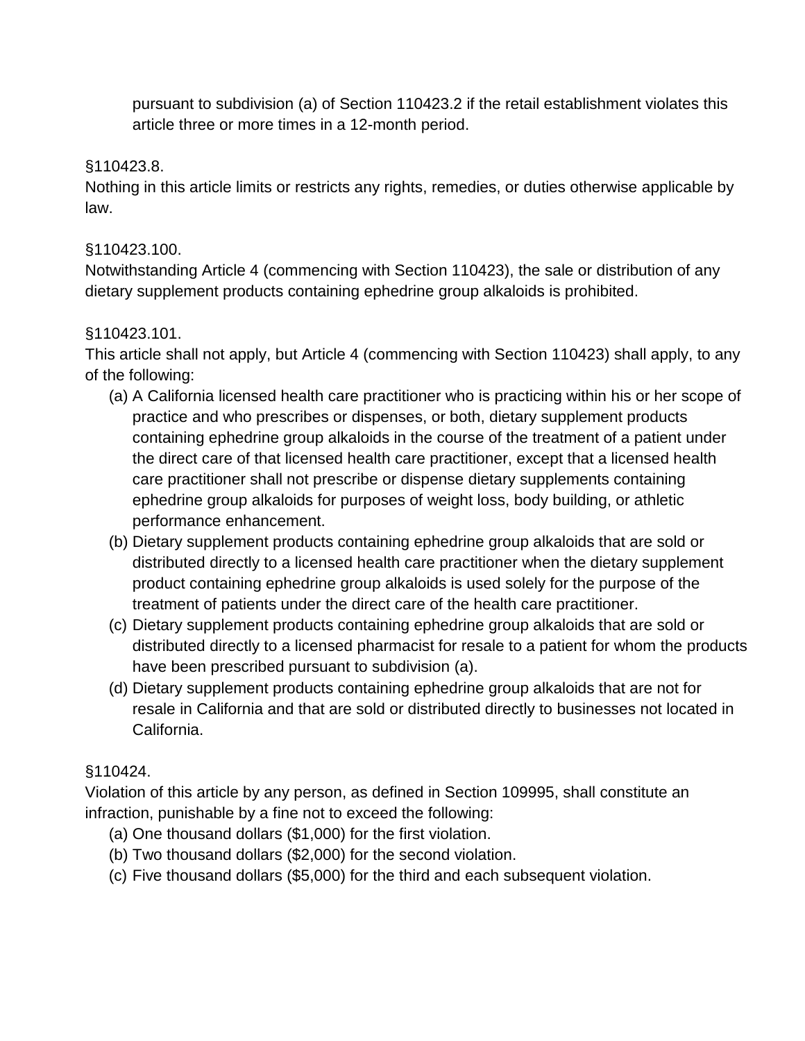pursuant to subdivision (a) of Section 110423.2 if the retail establishment violates this article three or more times in a 12-month period.

§110423.8.
Nothing in this article limits or restricts any rights, remedies, or duties otherwise applicable by law.

§110423.100.
Notwithstanding Article 4 (commencing with Section 110423), the sale or distribution of any dietary supplement products containing ephedrine group alkaloids is prohibited.

§110423.101.
This article shall not apply, but Article 4 (commencing with Section 110423) shall apply, to any of the following:

(a) A California licensed health care practitioner who is practicing within his or her scope of practice and who prescribes or dispenses, or both, dietary supplement products containing ephedrine group alkaloids in the course of the treatment of a patient under the direct care of that licensed health care practitioner, except that a licensed health care practitioner shall not prescribe or dispense dietary supplements containing ephedrine group alkaloids for purposes of weight loss, body building, or athletic performance enhancement.

(b) Dietary supplement products containing ephedrine group alkaloids that are sold or distributed directly to a licensed health care practitioner when the dietary supplement product containing ephedrine group alkaloids is used solely for the purpose of the treatment of patients under the direct care of the health care practitioner.

(c) Dietary supplement products containing ephedrine group alkaloids that are sold or distributed directly to a licensed pharmacist for resale to a patient for whom the products have been prescribed pursuant to subdivision (a).

(d) Dietary supplement products containing ephedrine group alkaloids that are not for resale in California and that are sold or distributed directly to businesses not located in California.

§110424.
Violation of this article by any person, as defined in Section 109995, shall constitute an infraction, punishable by a fine not to exceed the following:

(a) One thousand dollars ($1,000) for the first violation.

(b) Two thousand dollars ($2,000) for the second violation.

(c) Five thousand dollars ($5,000) for the third and each subsequent violation.